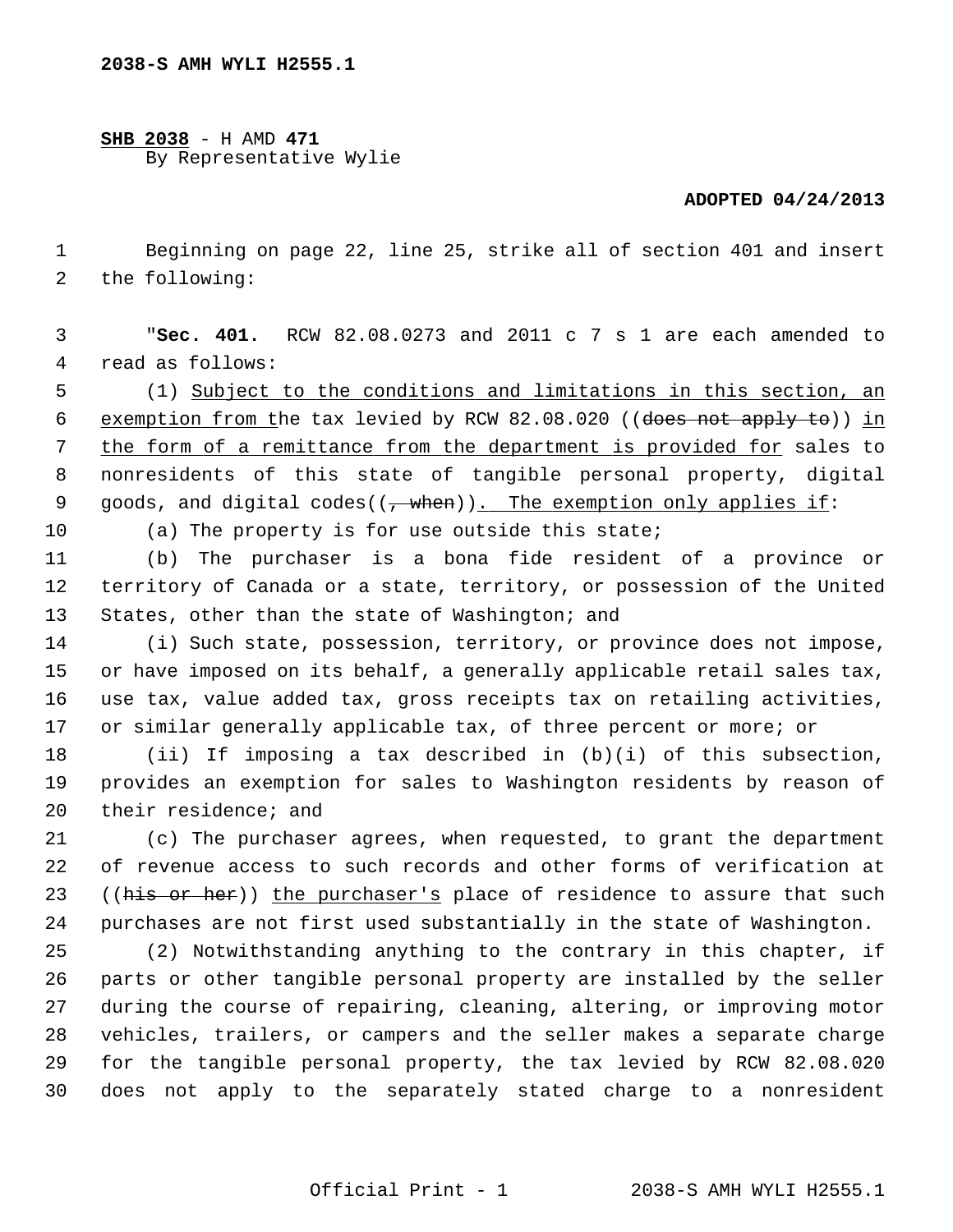**2038-S AMH WYLI H2555.1**

**SHB 2038** - H AMD **471**
By Representative Wylie

**ADOPTED 04/24/2013**

Beginning on page 22, line 25, strike all of section 401 and insert the following:

"**Sec. 401.** RCW 82.08.0273 and 2011 c 7 s 1 are each amended to read as follows:

(1) Subject to the conditions and limitations in this section, an exemption from the tax levied by RCW 82.08.020 ((~~does not apply to~~)) in the form of a remittance from the department is provided for sales to nonresidents of this state of tangible personal property, digital goods, and digital codes((~~, when~~)). The exemption only applies if:

(a) The property is for use outside this state;

(b) The purchaser is a bona fide resident of a province or territory of Canada or a state, territory, or possession of the United States, other than the state of Washington; and

(i) Such state, possession, territory, or province does not impose, or have imposed on its behalf, a generally applicable retail sales tax, use tax, value added tax, gross receipts tax on retailing activities, or similar generally applicable tax, of three percent or more; or

(ii) If imposing a tax described in (b)(i) of this subsection, provides an exemption for sales to Washington residents by reason of their residence; and

(c) The purchaser agrees, when requested, to grant the department of revenue access to such records and other forms of verification at ((~~his or her~~)) the purchaser's place of residence to assure that such purchases are not first used substantially in the state of Washington.

(2) Notwithstanding anything to the contrary in this chapter, if parts or other tangible personal property are installed by the seller during the course of repairing, cleaning, altering, or improving motor vehicles, trailers, or campers and the seller makes a separate charge for the tangible personal property, the tax levied by RCW 82.08.020 does not apply to the separately stated charge to a nonresident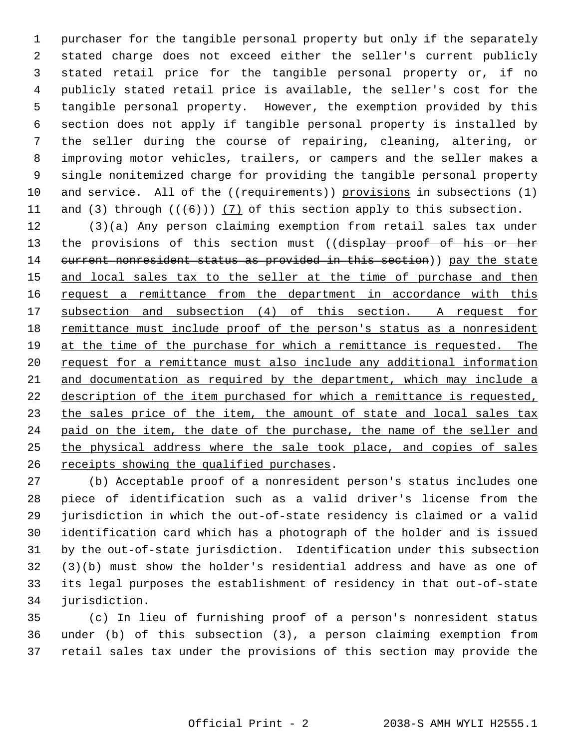purchaser for the tangible personal property but only if the separately stated charge does not exceed either the seller's current publicly stated retail price for the tangible personal property or, if no publicly stated retail price is available, the seller's cost for the tangible personal property. However, the exemption provided by this section does not apply if tangible personal property is installed by the seller during the course of repairing, cleaning, altering, or improving motor vehicles, trailers, or campers and the seller makes a single nonitemized charge for providing the tangible personal property and service. All of the ((~~requirements~~)) provisions in subsections (1) and (3) through ((~~(6)~~)) (7) of this section apply to this subsection.

(3)(a) Any person claiming exemption from retail sales tax under the provisions of this section must ((~~display proof of his or her current nonresident status as provided in this section~~)) pay the state and local sales tax to the seller at the time of purchase and then request a remittance from the department in accordance with this subsection and subsection (4) of this section. A request for remittance must include proof of the person's status as a nonresident at the time of the purchase for which a remittance is requested. The request for a remittance must also include any additional information and documentation as required by the department, which may include a description of the item purchased for which a remittance is requested, the sales price of the item, the amount of state and local sales tax paid on the item, the date of the purchase, the name of the seller and the physical address where the sale took place, and copies of sales receipts showing the qualified purchases.

(b) Acceptable proof of a nonresident person's status includes one piece of identification such as a valid driver's license from the jurisdiction in which the out-of-state residency is claimed or a valid identification card which has a photograph of the holder and is issued by the out-of-state jurisdiction. Identification under this subsection (3)(b) must show the holder's residential address and have as one of its legal purposes the establishment of residency in that out-of-state jurisdiction.

(c) In lieu of furnishing proof of a person's nonresident status under (b) of this subsection (3), a person claiming exemption from retail sales tax under the provisions of this section may provide the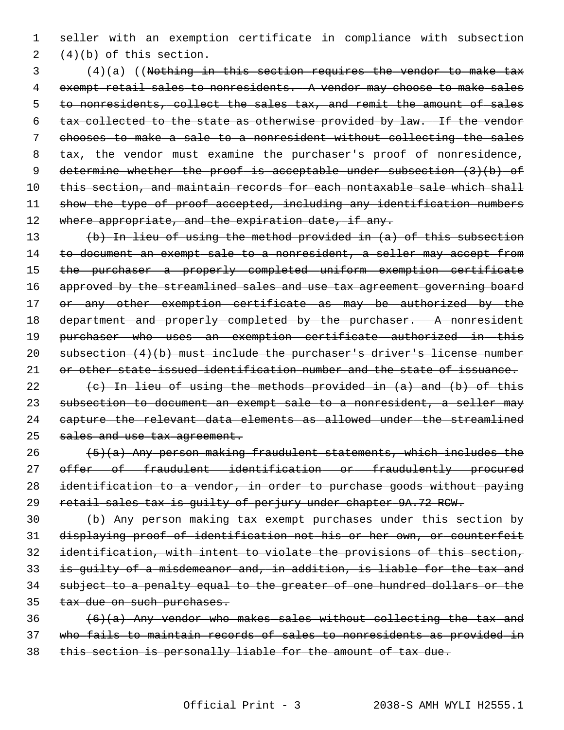seller with an exemption certificate in compliance with subsection (4)(b) of this section.

(4)(a) ((~~Nothing in this section requires the vendor to make tax exempt retail sales to nonresidents. A vendor may choose to make sales to nonresidents, collect the sales tax, and remit the amount of sales tax collected to the state as otherwise provided by law. If the vendor chooses to make a sale to a nonresident without collecting the sales tax, the vendor must examine the purchaser's proof of nonresidence, determine whether the proof is acceptable under subsection (3)(b) of this section, and maintain records for each nontaxable sale which shall show the type of proof accepted, including any identification numbers where appropriate, and the expiration date, if any.~~

~~(b) In lieu of using the method provided in (a) of this subsection to document an exempt sale to a nonresident, a seller may accept from the purchaser a properly completed uniform exemption certificate approved by the streamlined sales and use tax agreement governing board or any other exemption certificate as may be authorized by the department and properly completed by the purchaser. A nonresident purchaser who uses an exemption certificate authorized in this subsection (4)(b) must include the purchaser's driver's license number or other state-issued identification number and the state of issuance.~~

~~(c) In lieu of using the methods provided in (a) and (b) of this subsection to document an exempt sale to a nonresident, a seller may capture the relevant data elements as allowed under the streamlined sales and use tax agreement.~~

~~(5)(a) Any person making fraudulent statements, which includes the offer of fraudulent identification or fraudulently procured identification to a vendor, in order to purchase goods without paying retail sales tax is guilty of perjury under chapter 9A.72 RCW.~~

~~(b) Any person making tax exempt purchases under this section by displaying proof of identification not his or her own, or counterfeit identification, with intent to violate the provisions of this section, is guilty of a misdemeanor and, in addition, is liable for the tax and subject to a penalty equal to the greater of one hundred dollars or the tax due on such purchases.~~

~~(6)(a) Any vendor who makes sales without collecting the tax and who fails to maintain records of sales to nonresidents as provided in this section is personally liable for the amount of tax due.~~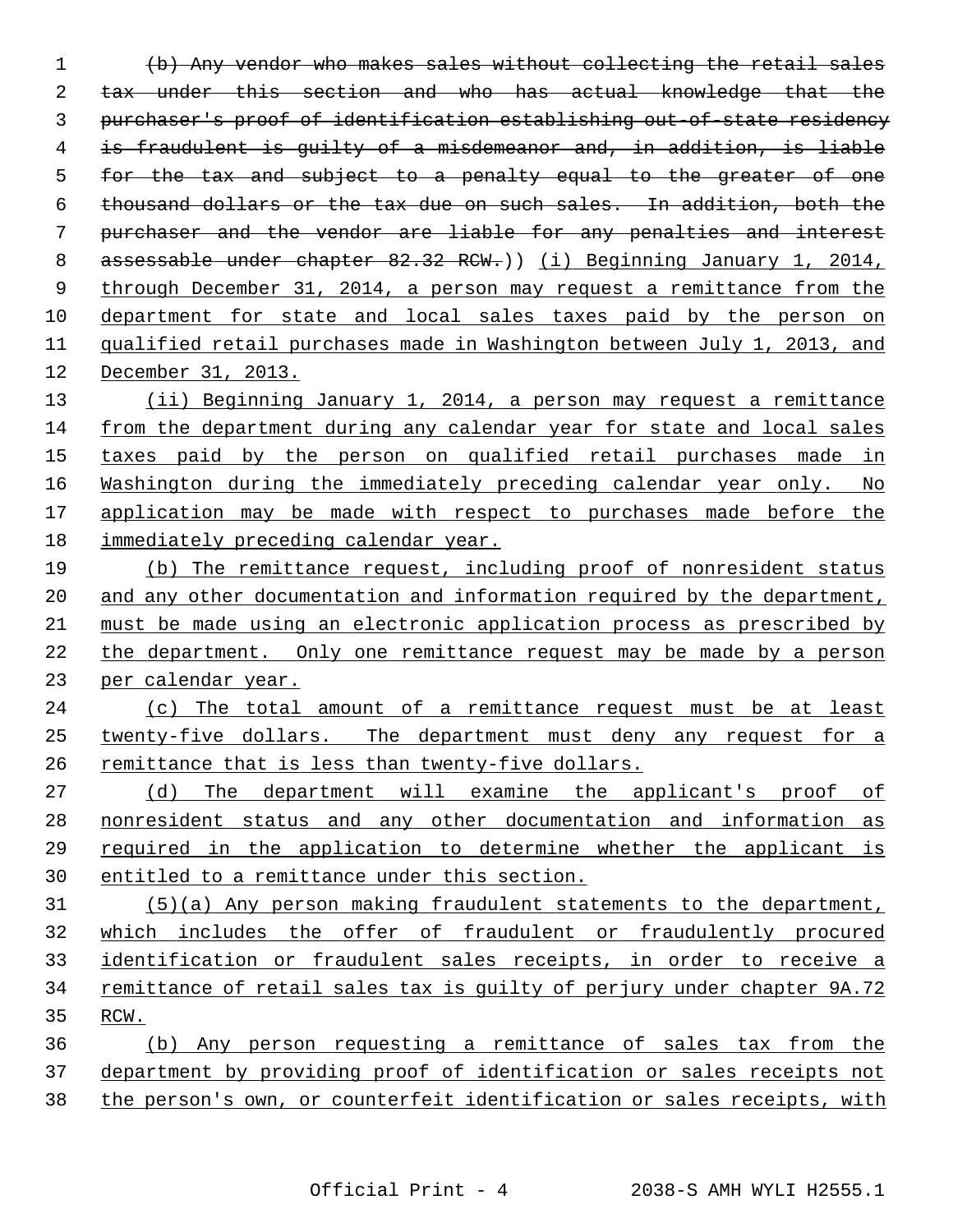~~(b) Any vendor who makes sales without collecting the retail sales tax under this section and who has actual knowledge that the purchaser's proof of identification establishing out-of-state residency is fraudulent is guilty of a misdemeanor and, in addition, is liable for the tax and subject to a penalty equal to the greater of one thousand dollars or the tax due on such sales. In addition, both the purchaser and the vendor are liable for any penalties and interest assessable under chapter 82.32 RCW.~~)) (i) Beginning January 1, 2014, through December 31, 2014, a person may request a remittance from the department for state and local sales taxes paid by the person on qualified retail purchases made in Washington between July 1, 2013, and December 31, 2013.

(ii) Beginning January 1, 2014, a person may request a remittance from the department during any calendar year for state and local sales taxes paid by the person on qualified retail purchases made in Washington during the immediately preceding calendar year only. No application may be made with respect to purchases made before the immediately preceding calendar year.

(b) The remittance request, including proof of nonresident status and any other documentation and information required by the department, must be made using an electronic application process as prescribed by the department. Only one remittance request may be made by a person per calendar year.

(c) The total amount of a remittance request must be at least twenty-five dollars. The department must deny any request for a remittance that is less than twenty-five dollars.

(d) The department will examine the applicant's proof of nonresident status and any other documentation and information as required in the application to determine whether the applicant is entitled to a remittance under this section.

(5)(a) Any person making fraudulent statements to the department, which includes the offer of fraudulent or fraudulently procured identification or fraudulent sales receipts, in order to receive a remittance of retail sales tax is guilty of perjury under chapter 9A.72 RCW.

(b) Any person requesting a remittance of sales tax from the department by providing proof of identification or sales receipts not the person's own, or counterfeit identification or sales receipts, with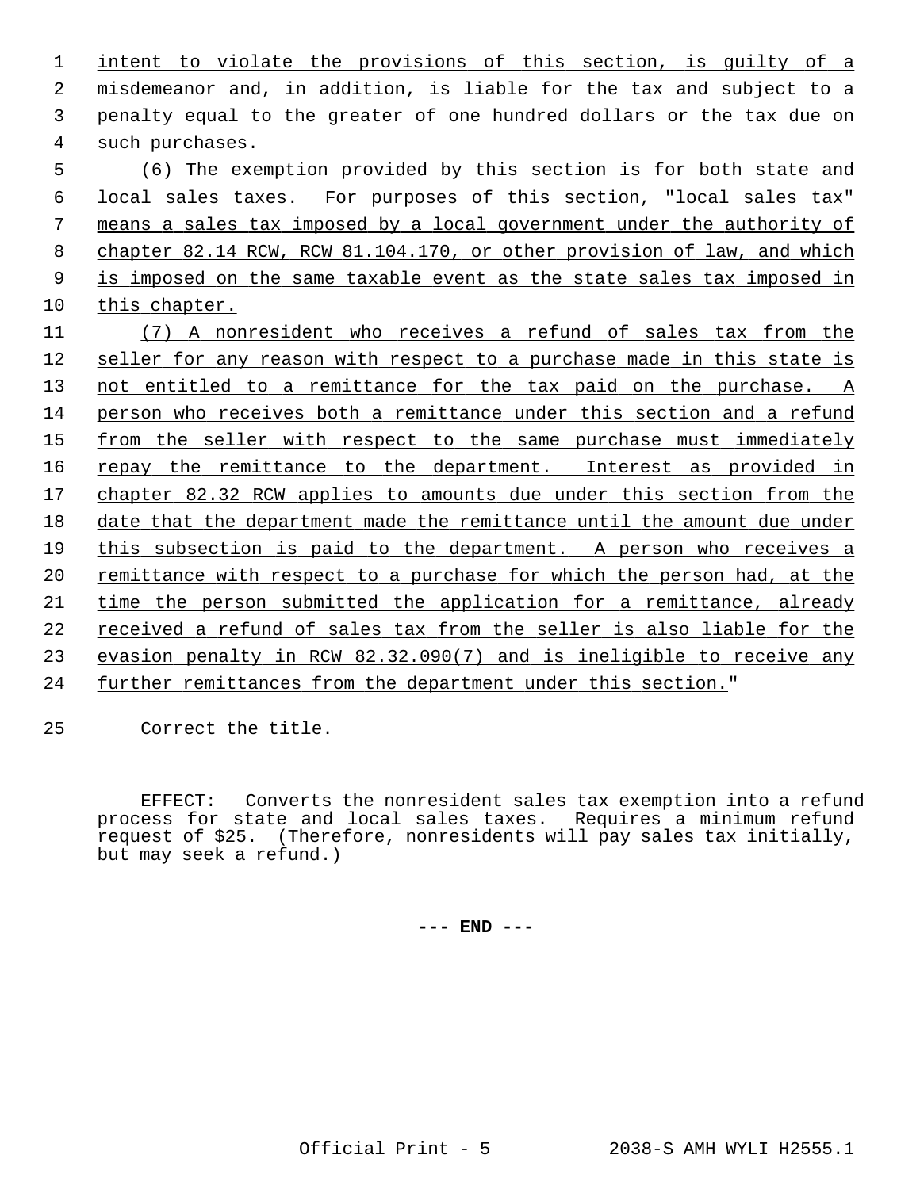intent to violate the provisions of this section, is guilty of a misdemeanor and, in addition, is liable for the tax and subject to a penalty equal to the greater of one hundred dollars or the tax due on such purchases.

(6) The exemption provided by this section is for both state and local sales taxes. For purposes of this section, "local sales tax" means a sales tax imposed by a local government under the authority of chapter 82.14 RCW, RCW 81.104.170, or other provision of law, and which is imposed on the same taxable event as the state sales tax imposed in this chapter.

(7) A nonresident who receives a refund of sales tax from the seller for any reason with respect to a purchase made in this state is not entitled to a remittance for the tax paid on the purchase. A person who receives both a remittance under this section and a refund from the seller with respect to the same purchase must immediately repay the remittance to the department. Interest as provided in chapter 82.32 RCW applies to amounts due under this section from the date that the department made the remittance until the amount due under this subsection is paid to the department. A person who receives a remittance with respect to a purchase for which the person had, at the time the person submitted the application for a remittance, already received a refund of sales tax from the seller is also liable for the evasion penalty in RCW 82.32.090(7) and is ineligible to receive any further remittances from the department under this section."

Correct the title.

EFFECT: Converts the nonresident sales tax exemption into a refund process for state and local sales taxes. Requires a minimum refund request of $25. (Therefore, nonresidents will pay sales tax initially, but may seek a refund.)

**--- END ---**